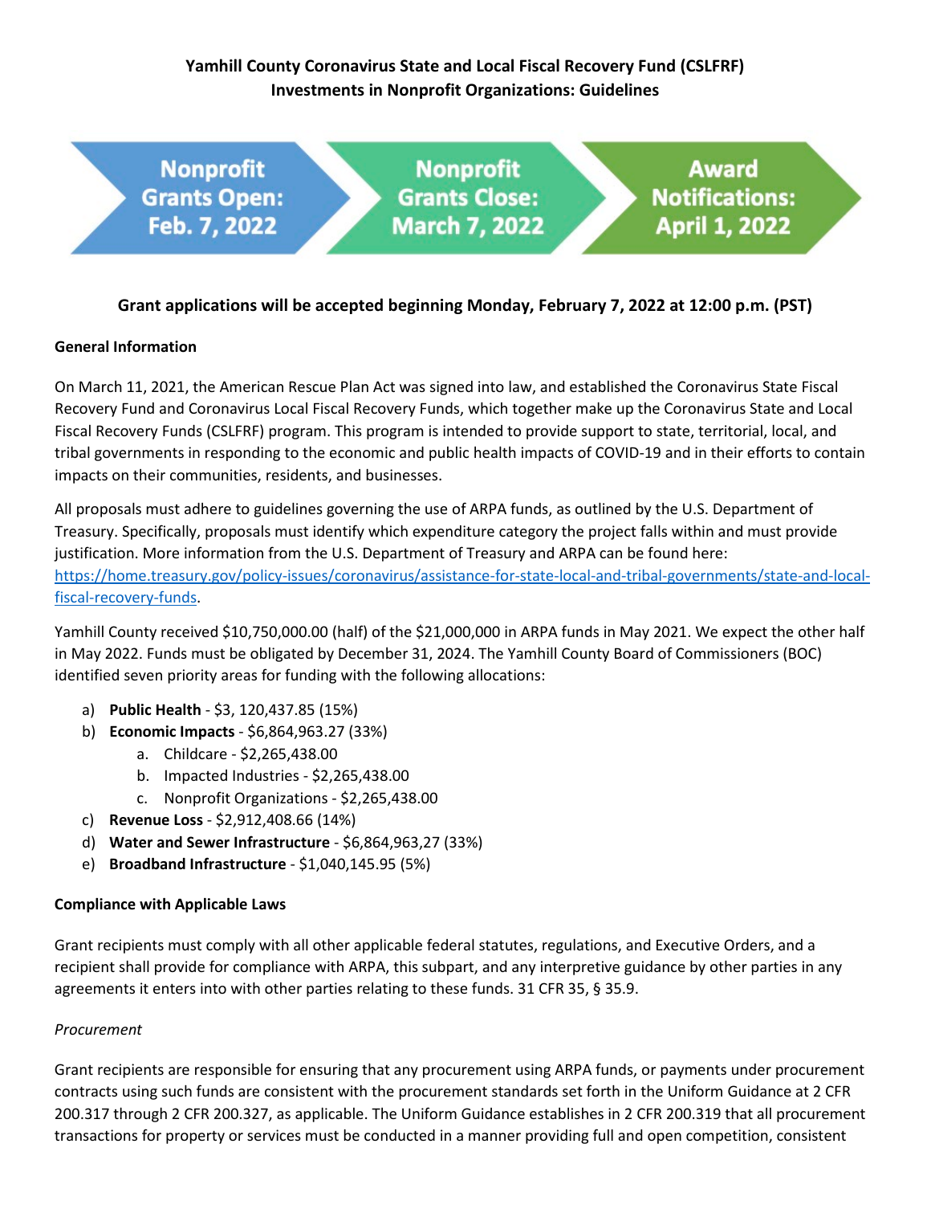# Yamhill County Coronavirus State and Local Fiscal Recovery Fund (CSLFRF) Investments in Nonprofit Organizations: Guidelines

**Nonprofit Grants Open: Feb. 7, 2022** → **Nonprofit Grants Close: March 7, 2022** → **Award Notifications: April 1, 2022**

### Grant applications will be accepted beginning Monday, February 7, 2022 at 12:00 p.m. (PST)

**General Information**

On March 11, 2021, the American Rescue Plan Act was signed into law, and established the Coronavirus State Fiscal Recovery Fund and Coronavirus Local Fiscal Recovery Funds, which together make up the Coronavirus State and Local Fiscal Recovery Funds (CSLFRF) program. This program is intended to provide support to state, territorial, local, and tribal governments in responding to the economic and public health impacts of COVID-19 and in their efforts to contain impacts on their communities, residents, and businesses.

All proposals must adhere to guidelines governing the use of ARPA funds, as outlined by the U.S. Department of Treasury. Specifically, proposals must identify which expenditure category the project falls within and must provide justification. More information from the U.S. Department of Treasury and ARPA can be found here: https://home.treasury.gov/policy-issues/coronavirus/assistance-for-state-local-and-tribal-governments/state-and-local-fiscal-recovery-funds.

Yamhill County received $10,750,000.00 (half) of the $21,000,000 in ARPA funds in May 2021. We expect the other half in May 2022. Funds must be obligated by December 31, 2024. The Yamhill County Board of Commissioners (BOC) identified seven priority areas for funding with the following allocations:

a) **Public Health** - $3, 120,437.85 (15%)
b) **Economic Impacts** - $6,864,963.27 (33%)
   a. Childcare - $2,265,438.00
   b. Impacted Industries - $2,265,438.00
   c. Nonprofit Organizations - $2,265,438.00
c) **Revenue Loss** - $2,912,408.66 (14%)
d) **Water and Sewer Infrastructure** - $6,864,963,27 (33%)
e) **Broadband Infrastructure** - $1,040,145.95 (5%)

**Compliance with Applicable Laws**

Grant recipients must comply with all other applicable federal statutes, regulations, and Executive Orders, and a recipient shall provide for compliance with ARPA, this subpart, and any interpretive guidance by other parties in any agreements it enters into with other parties relating to these funds. 31 CFR 35, § 35.9.

*Procurement*

Grant recipients are responsible for ensuring that any procurement using ARPA funds, or payments under procurement contracts using such funds are consistent with the procurement standards set forth in the Uniform Guidance at 2 CFR 200.317 through 2 CFR 200.327, as applicable. The Uniform Guidance establishes in 2 CFR 200.319 that all procurement transactions for property or services must be conducted in a manner providing full and open competition, consistent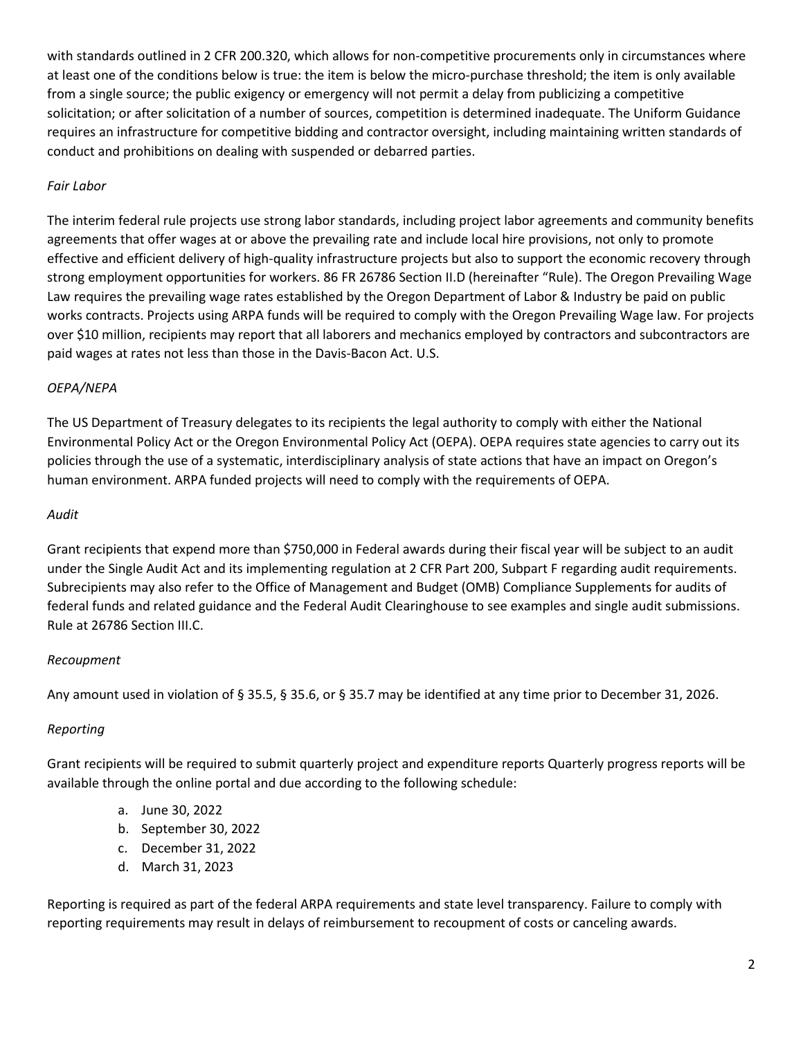with standards outlined in 2 CFR 200.320, which allows for non-competitive procurements only in circumstances where at least one of the conditions below is true: the item is below the micro-purchase threshold; the item is only available from a single source; the public exigency or emergency will not permit a delay from publicizing a competitive solicitation; or after solicitation of a number of sources, competition is determined inadequate. The Uniform Guidance requires an infrastructure for competitive bidding and contractor oversight, including maintaining written standards of conduct and prohibitions on dealing with suspended or debarred parties.

*Fair Labor*

The interim federal rule projects use strong labor standards, including project labor agreements and community benefits agreements that offer wages at or above the prevailing rate and include local hire provisions, not only to promote effective and efficient delivery of high-quality infrastructure projects but also to support the economic recovery through strong employment opportunities for workers. 86 FR 26786 Section II.D (hereinafter "Rule). The Oregon Prevailing Wage Law requires the prevailing wage rates established by the Oregon Department of Labor & Industry be paid on public works contracts. Projects using ARPA funds will be required to comply with the Oregon Prevailing Wage law. For projects over $10 million, recipients may report that all laborers and mechanics employed by contractors and subcontractors are paid wages at rates not less than those in the Davis-Bacon Act. U.S.

*OEPA/NEPA*

The US Department of Treasury delegates to its recipients the legal authority to comply with either the National Environmental Policy Act or the Oregon Environmental Policy Act (OEPA). OEPA requires state agencies to carry out its policies through the use of a systematic, interdisciplinary analysis of state actions that have an impact on Oregon's human environment. ARPA funded projects will need to comply with the requirements of OEPA.

*Audit*

Grant recipients that expend more than $750,000 in Federal awards during their fiscal year will be subject to an audit under the Single Audit Act and its implementing regulation at 2 CFR Part 200, Subpart F regarding audit requirements. Subrecipients may also refer to the Office of Management and Budget (OMB) Compliance Supplements for audits of federal funds and related guidance and the Federal Audit Clearinghouse to see examples and single audit submissions. Rule at 26786 Section III.C.

*Recoupment*

Any amount used in violation of § 35.5, § 35.6, or § 35.7 may be identified at any time prior to December 31, 2026.

*Reporting*

Grant recipients will be required to submit quarterly project and expenditure reports Quarterly progress reports will be available through the online portal and due according to the following schedule:

a. June 30, 2022
b. September 30, 2022
c. December 31, 2022
d. March 31, 2023

Reporting is required as part of the federal ARPA requirements and state level transparency. Failure to comply with reporting requirements may result in delays of reimbursement to recoupment of costs or canceling awards.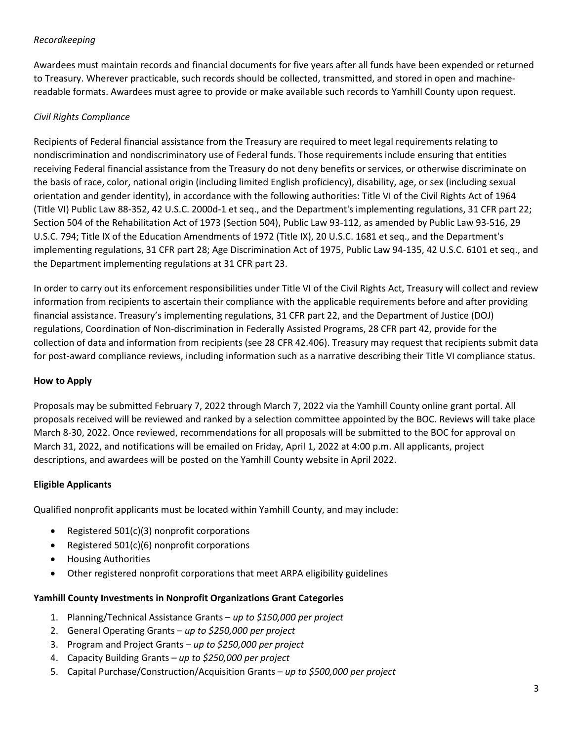*Recordkeeping*

Awardees must maintain records and financial documents for five years after all funds have been expended or returned to Treasury. Wherever practicable, such records should be collected, transmitted, and stored in open and machine-readable formats. Awardees must agree to provide or make available such records to Yamhill County upon request.

*Civil Rights Compliance*

Recipients of Federal financial assistance from the Treasury are required to meet legal requirements relating to nondiscrimination and nondiscriminatory use of Federal funds. Those requirements include ensuring that entities receiving Federal financial assistance from the Treasury do not deny benefits or services, or otherwise discriminate on the basis of race, color, national origin (including limited English proficiency), disability, age, or sex (including sexual orientation and gender identity), in accordance with the following authorities: Title VI of the Civil Rights Act of 1964 (Title VI) Public Law 88-352, 42 U.S.C. 2000d-1 et seq., and the Department's implementing regulations, 31 CFR part 22; Section 504 of the Rehabilitation Act of 1973 (Section 504), Public Law 93-112, as amended by Public Law 93-516, 29 U.S.C. 794; Title IX of the Education Amendments of 1972 (Title IX), 20 U.S.C. 1681 et seq., and the Department's implementing regulations, 31 CFR part 28; Age Discrimination Act of 1975, Public Law 94-135, 42 U.S.C. 6101 et seq., and the Department implementing regulations at 31 CFR part 23.

In order to carry out its enforcement responsibilities under Title VI of the Civil Rights Act, Treasury will collect and review information from recipients to ascertain their compliance with the applicable requirements before and after providing financial assistance. Treasury's implementing regulations, 31 CFR part 22, and the Department of Justice (DOJ) regulations, Coordination of Non-discrimination in Federally Assisted Programs, 28 CFR part 42, provide for the collection of data and information from recipients (see 28 CFR 42.406). Treasury may request that recipients submit data for post-award compliance reviews, including information such as a narrative describing their Title VI compliance status.

**How to Apply**

Proposals may be submitted February 7, 2022 through March 7, 2022 via the Yamhill County online grant portal. All proposals received will be reviewed and ranked by a selection committee appointed by the BOC. Reviews will take place March 8-30, 2022. Once reviewed, recommendations for all proposals will be submitted to the BOC for approval on March 31, 2022, and notifications will be emailed on Friday, April 1, 2022 at 4:00 p.m. All applicants, project descriptions, and awardees will be posted on the Yamhill County website in April 2022.

**Eligible Applicants**

Qualified nonprofit applicants must be located within Yamhill County, and may include:

- Registered 501(c)(3) nonprofit corporations
- Registered 501(c)(6) nonprofit corporations
- Housing Authorities
- Other registered nonprofit corporations that meet ARPA eligibility guidelines

**Yamhill County Investments in Nonprofit Organizations Grant Categories**

1. Planning/Technical Assistance Grants – *up to $150,000 per project*
2. General Operating Grants – *up to $250,000 per project*
3. Program and Project Grants – *up to $250,000 per project*
4. Capacity Building Grants – *up to $250,000 per project*
5. Capital Purchase/Construction/Acquisition Grants – *up to $500,000 per project*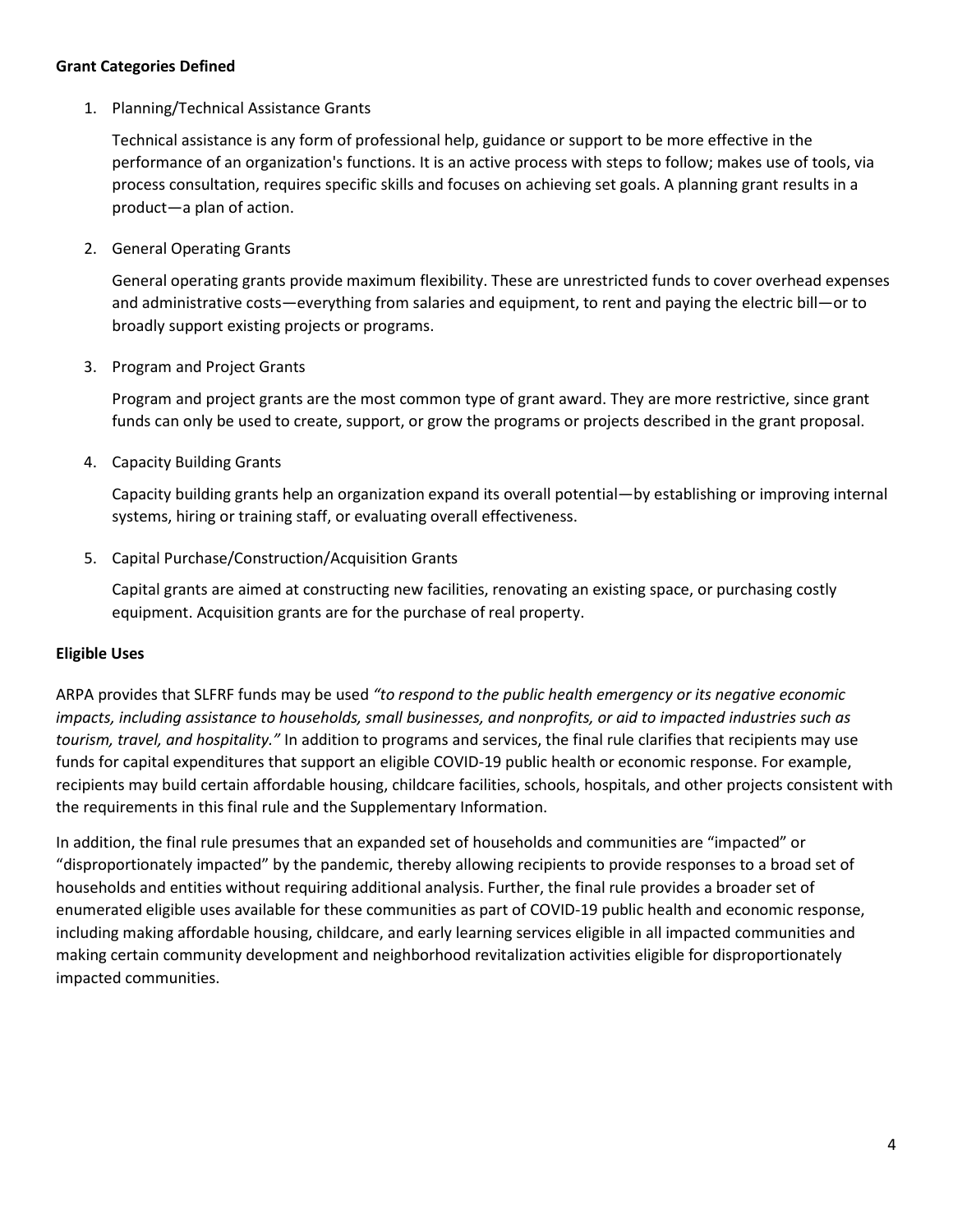**Grant Categories Defined**

1. Planning/Technical Assistance Grants

   Technical assistance is any form of professional help, guidance or support to be more effective in the performance of an organization's functions. It is an active process with steps to follow; makes use of tools, via process consultation, requires specific skills and focuses on achieving set goals. A planning grant results in a product—a plan of action.

2. General Operating Grants

   General operating grants provide maximum flexibility. These are unrestricted funds to cover overhead expenses and administrative costs—everything from salaries and equipment, to rent and paying the electric bill—or to broadly support existing projects or programs.

3. Program and Project Grants

   Program and project grants are the most common type of grant award. They are more restrictive, since grant funds can only be used to create, support, or grow the programs or projects described in the grant proposal.

4. Capacity Building Grants

   Capacity building grants help an organization expand its overall potential—by establishing or improving internal systems, hiring or training staff, or evaluating overall effectiveness.

5. Capital Purchase/Construction/Acquisition Grants

   Capital grants are aimed at constructing new facilities, renovating an existing space, or purchasing costly equipment. Acquisition grants are for the purchase of real property.

**Eligible Uses**

ARPA provides that SLFRF funds may be used *"to respond to the public health emergency or its negative economic impacts, including assistance to households, small businesses, and nonprofits, or aid to impacted industries such as tourism, travel, and hospitality."* In addition to programs and services, the final rule clarifies that recipients may use funds for capital expenditures that support an eligible COVID-19 public health or economic response. For example, recipients may build certain affordable housing, childcare facilities, schools, hospitals, and other projects consistent with the requirements in this final rule and the Supplementary Information.

In addition, the final rule presumes that an expanded set of households and communities are "impacted" or "disproportionately impacted" by the pandemic, thereby allowing recipients to provide responses to a broad set of households and entities without requiring additional analysis. Further, the final rule provides a broader set of enumerated eligible uses available for these communities as part of COVID-19 public health and economic response, including making affordable housing, childcare, and early learning services eligible in all impacted communities and making certain community development and neighborhood revitalization activities eligible for disproportionately impacted communities.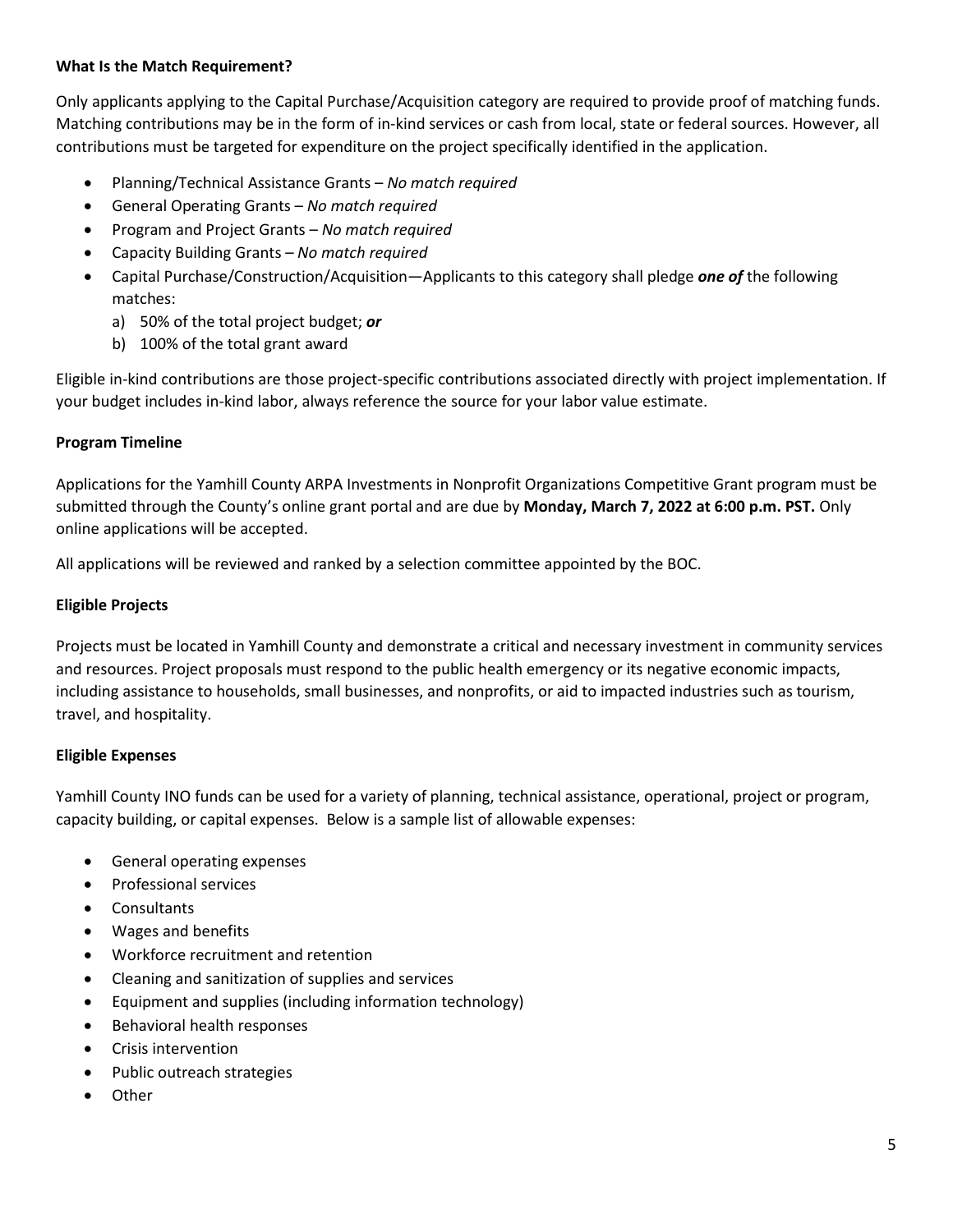**What Is the Match Requirement?**

Only applicants applying to the Capital Purchase/Acquisition category are required to provide proof of matching funds. Matching contributions may be in the form of in-kind services or cash from local, state or federal sources. However, all contributions must be targeted for expenditure on the project specifically identified in the application.

- Planning/Technical Assistance Grants – *No match required*
- General Operating Grants – *No match required*
- Program and Project Grants – *No match required*
- Capacity Building Grants – *No match required*
- Capital Purchase/Construction/Acquisition—Applicants to this category shall pledge ***one of*** the following matches:
  a) 50% of the total project budget; ***or***
  b) 100% of the total grant award

Eligible in-kind contributions are those project-specific contributions associated directly with project implementation. If your budget includes in-kind labor, always reference the source for your labor value estimate.

**Program Timeline**

Applications for the Yamhill County ARPA Investments in Nonprofit Organizations Competitive Grant program must be submitted through the County's online grant portal and are due by **Monday, March 7, 2022 at 6:00 p.m. PST.** Only online applications will be accepted.

All applications will be reviewed and ranked by a selection committee appointed by the BOC.

**Eligible Projects**

Projects must be located in Yamhill County and demonstrate a critical and necessary investment in community services and resources. Project proposals must respond to the public health emergency or its negative economic impacts, including assistance to households, small businesses, and nonprofits, or aid to impacted industries such as tourism, travel, and hospitality.

**Eligible Expenses**

Yamhill County INO funds can be used for a variety of planning, technical assistance, operational, project or program, capacity building, or capital expenses. Below is a sample list of allowable expenses:

- General operating expenses
- Professional services
- Consultants
- Wages and benefits
- Workforce recruitment and retention
- Cleaning and sanitization of supplies and services
- Equipment and supplies (including information technology)
- Behavioral health responses
- Crisis intervention
- Public outreach strategies
- Other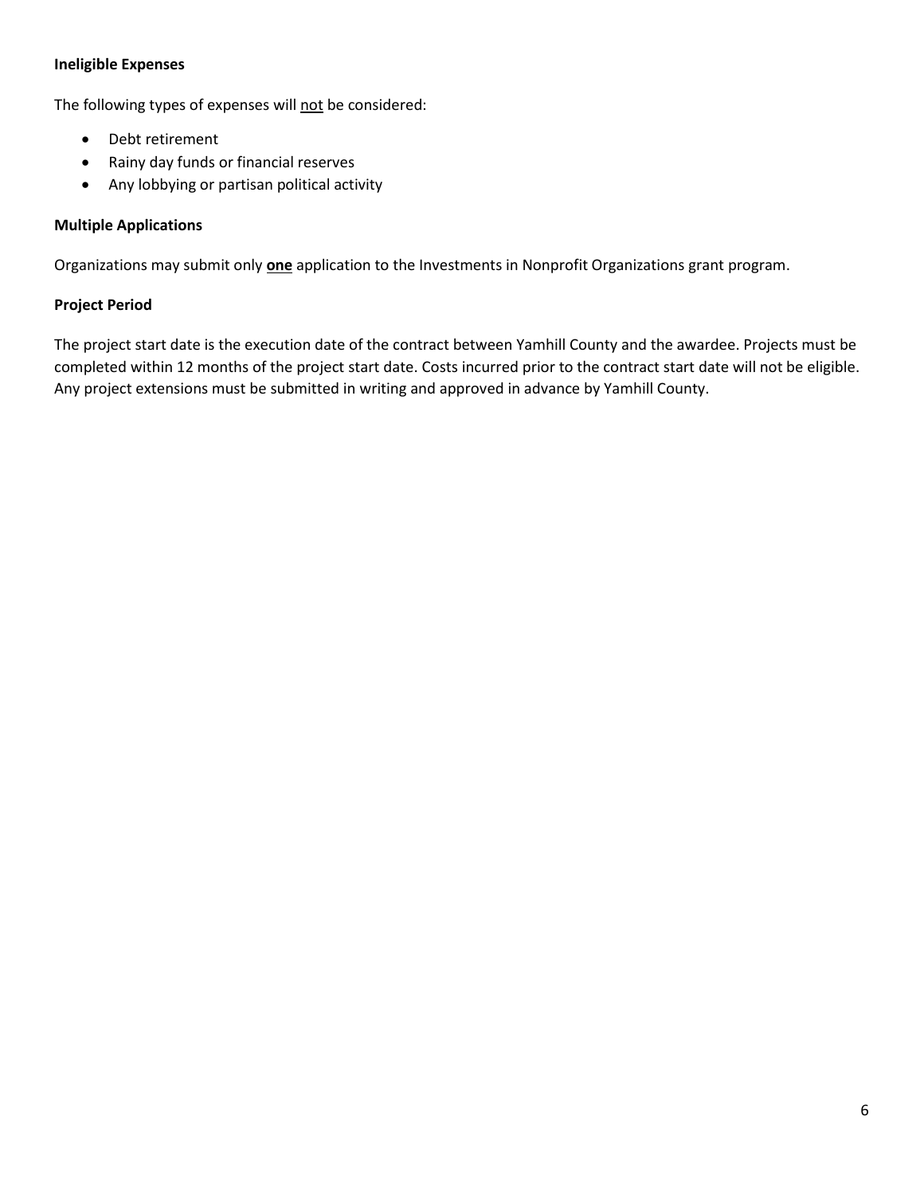### Ineligible Expenses

The following types of expenses will <u>not</u> be considered:

- Debt retirement
- Rainy day funds or financial reserves
- Any lobbying or partisan political activity

### Multiple Applications

Organizations may submit only <u>**one**</u> application to the Investments in Nonprofit Organizations grant program.

### Project Period

The project start date is the execution date of the contract between Yamhill County and the awardee. Projects must be completed within 12 months of the project start date. Costs incurred prior to the contract start date will not be eligible. Any project extensions must be submitted in writing and approved in advance by Yamhill County.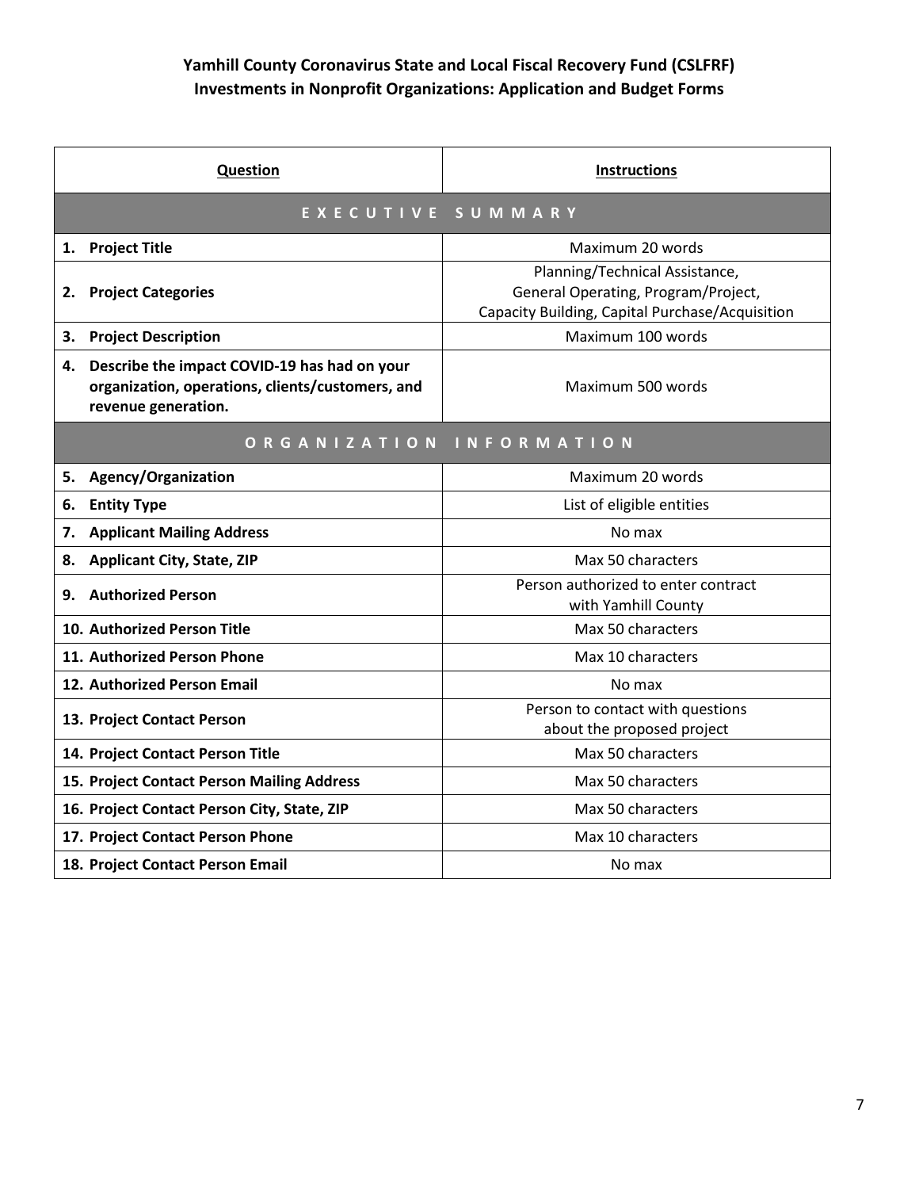# Yamhill County Coronavirus State and Local Fiscal Recovery Fund (CSLFRF) Investments in Nonprofit Organizations: Application and Budget Forms

| Question | Instructions |
|---|---|
| **EXECUTIVE SUMMARY** | |
| **1. Project Title** | Maximum 20 words |
| **2. Project Categories** | Planning/Technical Assistance, General Operating, Program/Project, Capacity Building, Capital Purchase/Acquisition |
| **3. Project Description** | Maximum 100 words |
| **4. Describe the impact COVID-19 has had on your organization, operations, clients/customers, and revenue generation.** | Maximum 500 words |
| **ORGANIZATION INFORMATION** | |
| **5. Agency/Organization** | Maximum 20 words |
| **6. Entity Type** | List of eligible entities |
| **7. Applicant Mailing Address** | No max |
| **8. Applicant City, State, ZIP** | Max 50 characters |
| **9. Authorized Person** | Person authorized to enter contract with Yamhill County |
| **10. Authorized Person Title** | Max 50 characters |
| **11. Authorized Person Phone** | Max 10 characters |
| **12. Authorized Person Email** | No max |
| **13. Project Contact Person** | Person to contact with questions about the proposed project |
| **14. Project Contact Person Title** | Max 50 characters |
| **15. Project Contact Person Mailing Address** | Max 50 characters |
| **16. Project Contact Person City, State, ZIP** | Max 50 characters |
| **17. Project Contact Person Phone** | Max 10 characters |
| **18. Project Contact Person Email** | No max |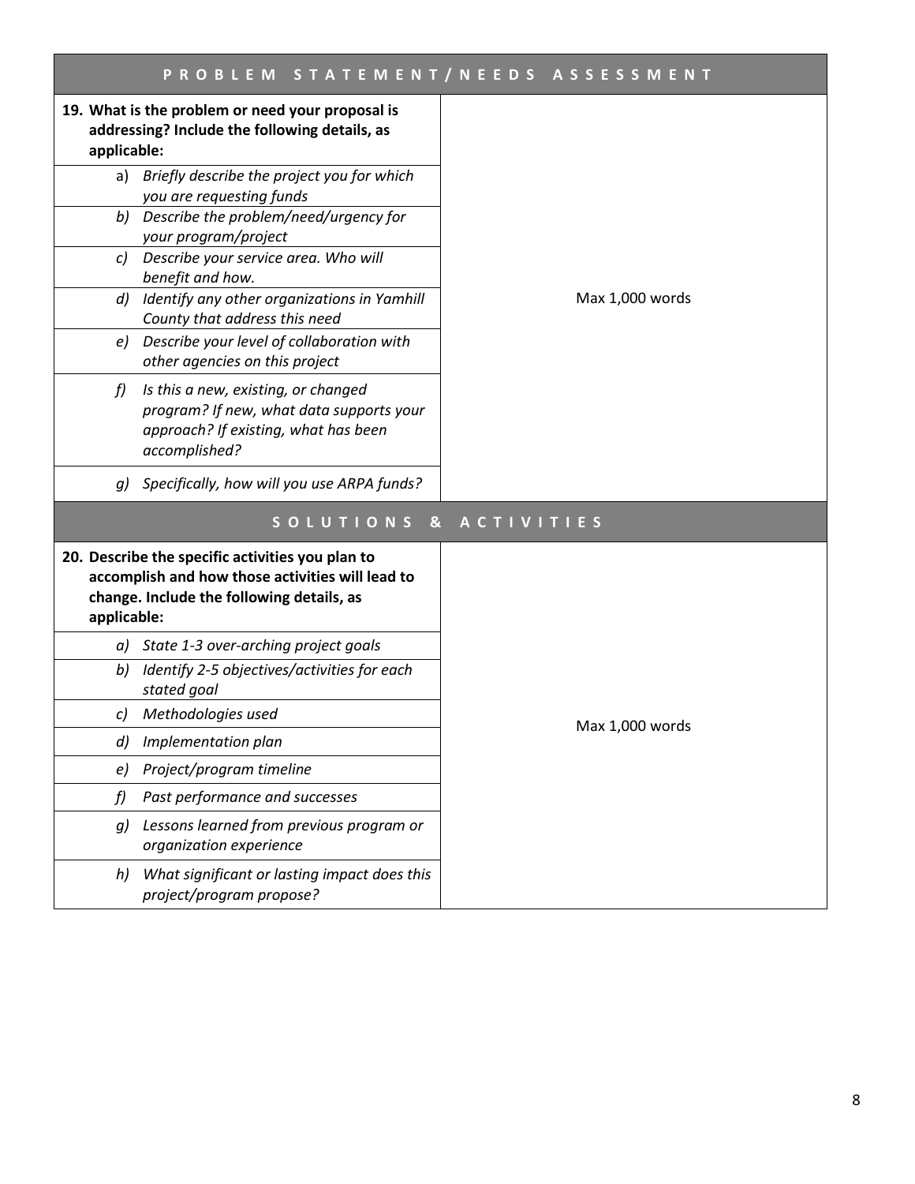## PROBLEM STATEMENT/NEEDS ASSESSMENT

| | |
|---|---|
| **19. What is the problem or need your proposal is addressing? Include the following details, as applicable:** | Max 1,000 words |
| a) *Briefly describe the project you for which you are requesting funds* | |
| b) *Describe the problem/need/urgency for your program/project* | |
| c) *Describe your service area. Who will benefit and how.* | |
| d) *Identify any other organizations in Yamhill County that address this need* | |
| e) *Describe your level of collaboration with other agencies on this project* | |
| f) *Is this a new, existing, or changed program? If new, what data supports your approach? If existing, what has been accomplished?* | |
| g) *Specifically, how will you use ARPA funds?* | |

## SOLUTIONS & ACTIVITIES

| | |
|---|---|
| **20. Describe the specific activities you plan to accomplish and how those activities will lead to change. Include the following details, as applicable:** | Max 1,000 words |
| a) *State 1-3 over-arching project goals* | |
| b) *Identify 2-5 objectives/activities for each stated goal* | |
| c) *Methodologies used* | |
| d) *Implementation plan* | |
| e) *Project/program timeline* | |
| f) *Past performance and successes* | |
| g) *Lessons learned from previous program or organization experience* | |
| h) *What significant or lasting impact does this project/program propose?* | |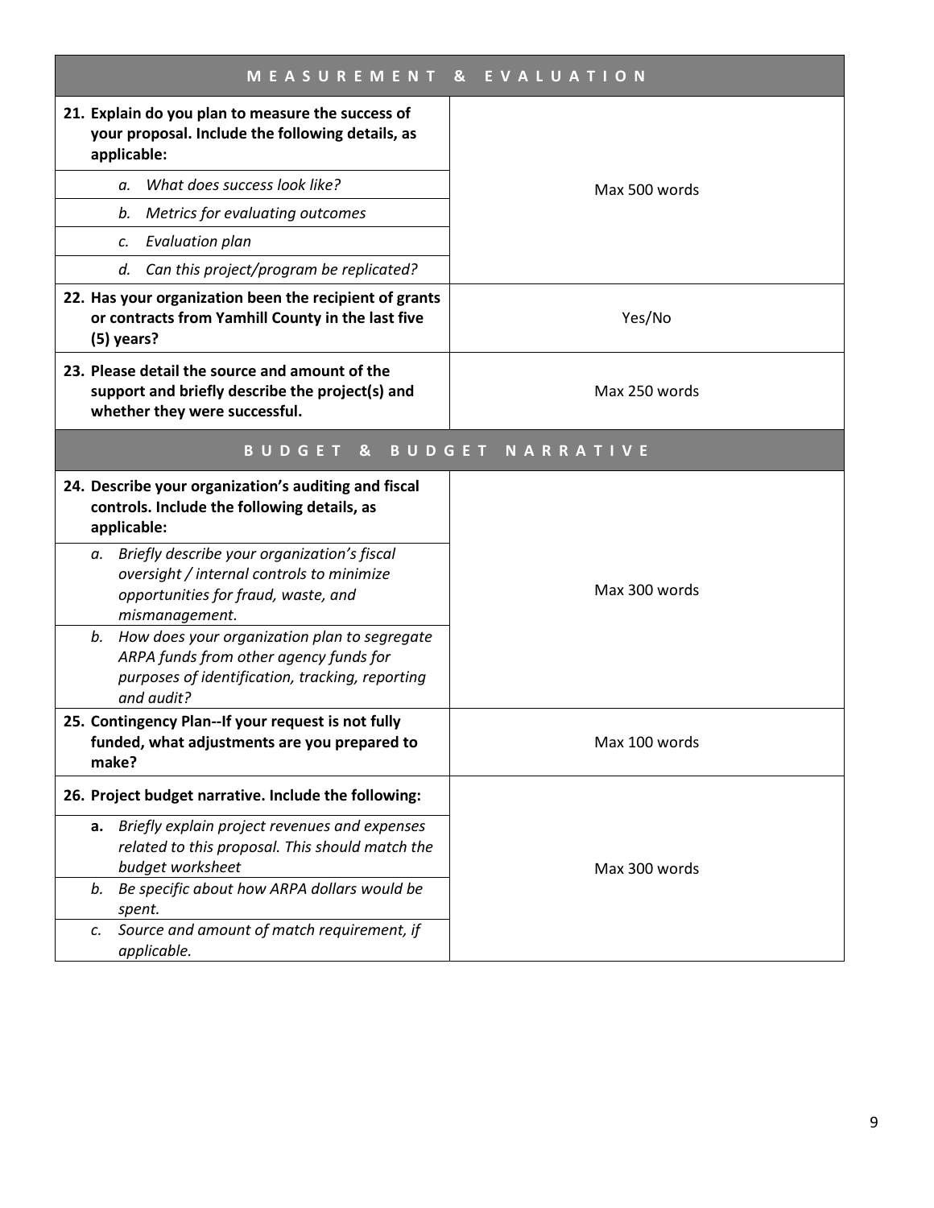| MEASUREMENT & EVALUATION | |
|---|---|
| **21. Explain do you plan to measure the success of your proposal. Include the following details, as applicable:** | Max 500 words |
| *a. What does success look like?* | |
| *b. Metrics for evaluating outcomes* | |
| *c. Evaluation plan* | |
| *d. Can this project/program be replicated?* | |
| **22. Has your organization been the recipient of grants or contracts from Yamhill County in the last five (5) years?** | Yes/No |
| **23. Please detail the source and amount of the support and briefly describe the project(s) and whether they were successful.** | Max 250 words |
| **BUDGET & BUDGET NARRATIVE** | |
| **24. Describe your organization's auditing and fiscal controls. Include the following details, as applicable:** | Max 300 words |
| *a. Briefly describe your organization's fiscal oversight / internal controls to minimize opportunities for fraud, waste, and mismanagement.* | |
| *b. How does your organization plan to segregate ARPA funds from other agency funds for purposes of identification, tracking, reporting and audit?* | |
| **25. Contingency Plan--If your request is not fully funded, what adjustments are you prepared to make?** | Max 100 words |
| **26. Project budget narrative. Include the following:** | Max 300 words |
| **a.** *Briefly explain project revenues and expenses related to this proposal. This should match the budget worksheet* | |
| *b. Be specific about how ARPA dollars would be spent.* | |
| *c. Source and amount of match requirement, if applicable.* | |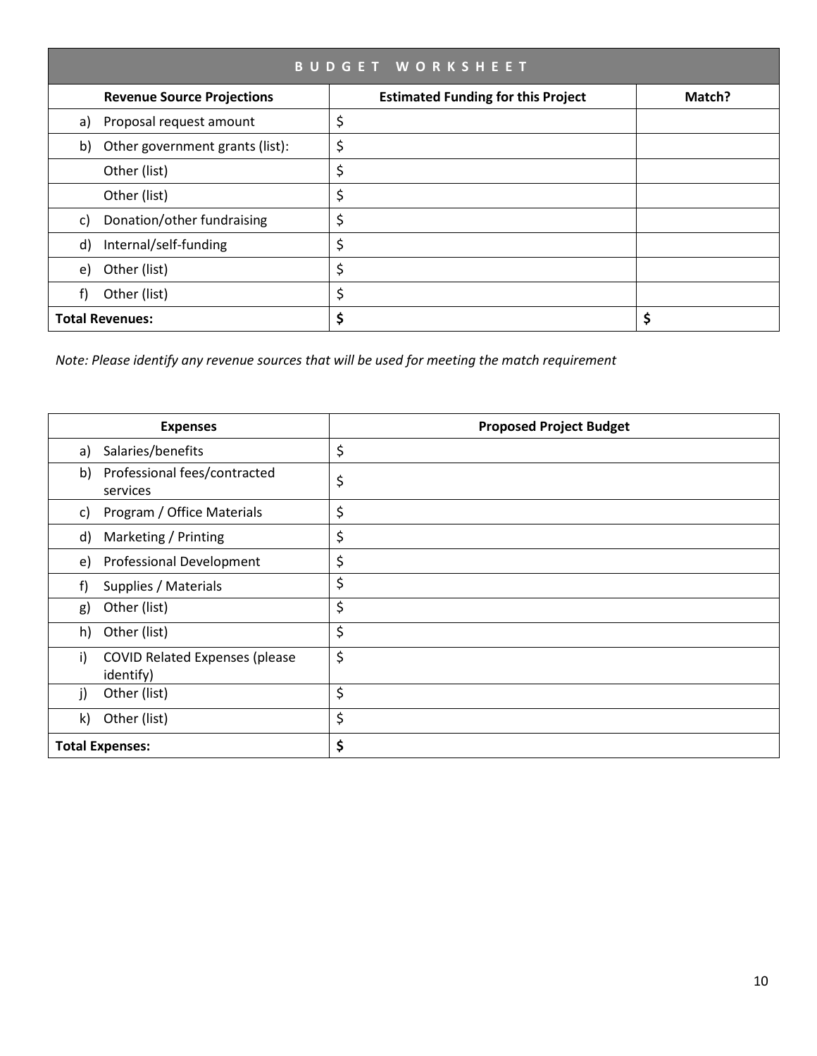| BUDGET WORKSHEET | | |
|---|---|---|
| **Revenue Source Projections** | **Estimated Funding for this Project** | **Match?** |
| a) Proposal request amount | $ | |
| b) Other government grants (list): | $ | |
| Other (list) | $ | |
| Other (list) | $ | |
| c) Donation/other fundraising | $ | |
| d) Internal/self-funding | $ | |
| e) Other (list) | $ | |
| f) Other (list) | $ | |
| **Total Revenues:** | **$** | **$** |

*Note: Please identify any revenue sources that will be used for meeting the match requirement*

| Expenses | Proposed Project Budget |
|---|---|
| a) Salaries/benefits | $ |
| b) Professional fees/contracted services | $ |
| c) Program / Office Materials | $ |
| d) Marketing / Printing | $ |
| e) Professional Development | $ |
| f) Supplies / Materials | $ |
| g) Other (list) | $ |
| h) Other (list) | $ |
| i) COVID Related Expenses (please identify) | $ |
| j) Other (list) | $ |
| k) Other (list) | $ |
| **Total Expenses:** | **$** |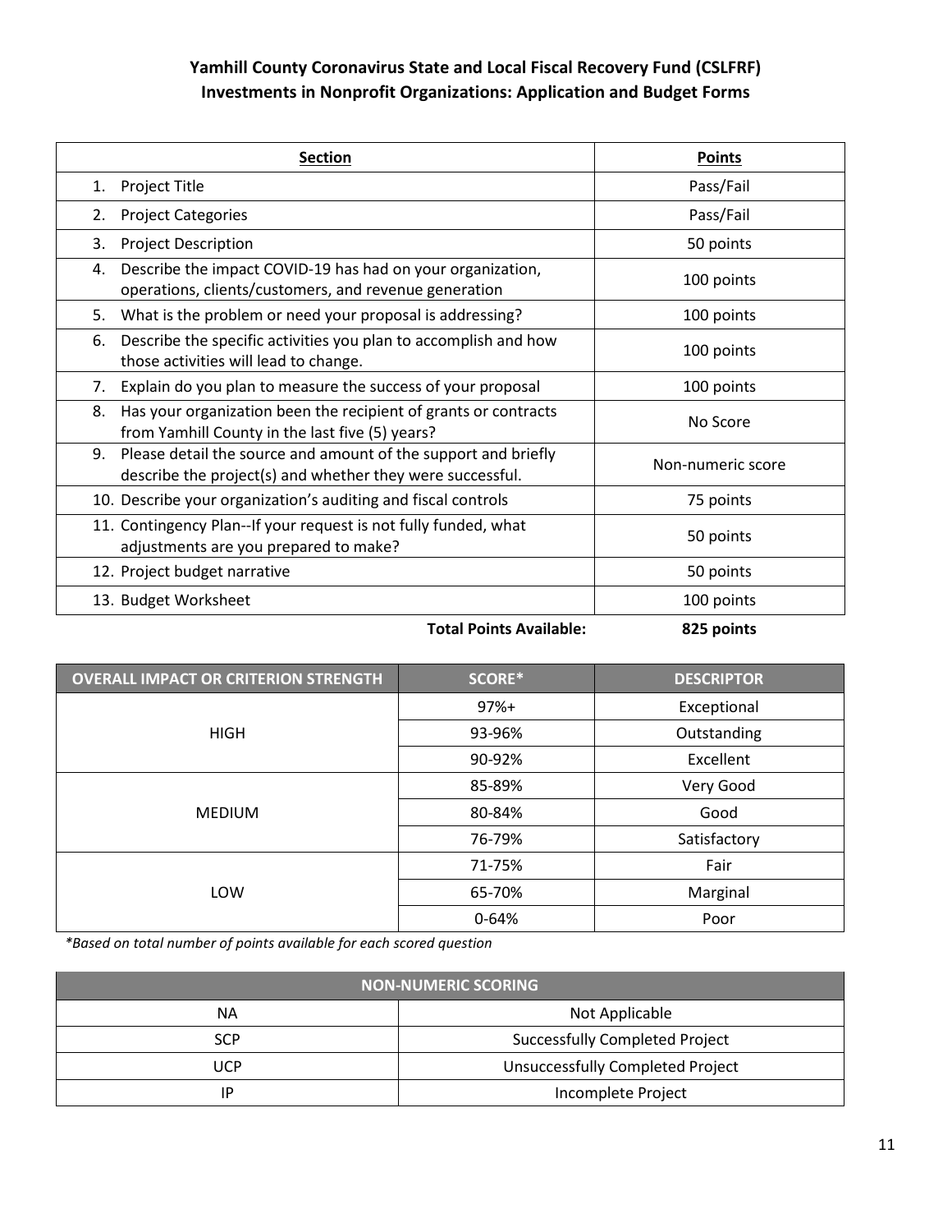**Yamhill County Coronavirus State and Local Fiscal Recovery Fund (CSLFRF)**
**Investments in Nonprofit Organizations: Application and Budget Forms**

| Section | Points |
|---|---|
| 1. Project Title | Pass/Fail |
| 2. Project Categories | Pass/Fail |
| 3. Project Description | 50 points |
| 4. Describe the impact COVID-19 has had on your organization, operations, clients/customers, and revenue generation | 100 points |
| 5. What is the problem or need your proposal is addressing? | 100 points |
| 6. Describe the specific activities you plan to accomplish and how those activities will lead to change. | 100 points |
| 7. Explain do you plan to measure the success of your proposal | 100 points |
| 8. Has your organization been the recipient of grants or contracts from Yamhill County in the last five (5) years? | No Score |
| 9. Please detail the source and amount of the support and briefly describe the project(s) and whether they were successful. | Non-numeric score |
| 10. Describe your organization's auditing and fiscal controls | 75 points |
| 11. Contingency Plan--If your request is not fully funded, what adjustments are you prepared to make? | 50 points |
| 12. Project budget narrative | 50 points |
| 13. Budget Worksheet | 100 points |
| **Total Points Available:** | **825 points** |

| OVERALL IMPACT OR CRITERION STRENGTH | SCORE* | DESCRIPTOR |
|---|---|---|
| HIGH | 97%+ | Exceptional |
| | 93-96% | Outstanding |
| | 90-92% | Excellent |
| MEDIUM | 85-89% | Very Good |
| | 80-84% | Good |
| | 76-79% | Satisfactory |
| LOW | 71-75% | Fair |
| | 65-70% | Marginal |
| | 0-64% | Poor |

*\*Based on total number of points available for each scored question*

| NON-NUMERIC SCORING | |
|---|---|
| NA | Not Applicable |
| SCP | Successfully Completed Project |
| UCP | Unsuccessfully Completed Project |
| IP | Incomplete Project |